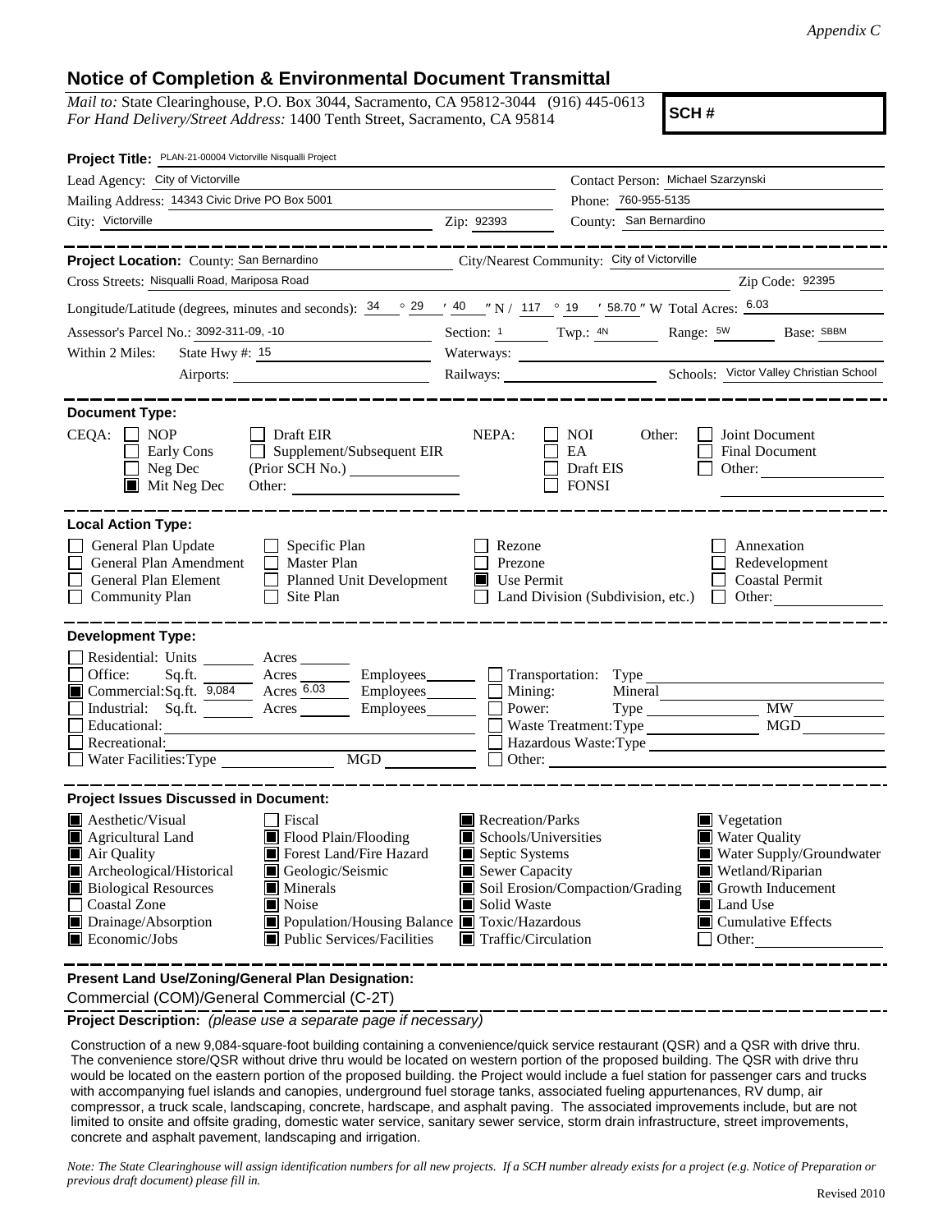*Appendix C*

## Notice of Completion & Environmental Document Transmittal

*Mail to:* State Clearinghouse, P.O. Box 3044, Sacramento, CA 95812-3044 (916) 445-0613
*For Hand Delivery/Street Address:* 1400 Tenth Street, Sacramento, CA 95814

**SCH #**

**Project Title:** PLAN-21-00004 Victorville Nisqualli Project

Lead Agency: City of Victorville
Contact Person: Michael Szarzynski
Mailing Address: 14343 Civic Drive PO Box 5001
Phone: 760-955-5135
City: Victorville
Zip: 92393
County: San Bernardino

---

**Project Location:** County: San Bernardino
City/Nearest Community: City of Victorville
Cross Streets: Nisqualli Road, Mariposa Road
Zip Code: 92395

Longitude/Latitude (degrees, minutes and seconds): 34 ° 29 ′ 40 ″ N / 117 ° 19 ′ 58.70 ″ W Total Acres: 6.03

Assessor's Parcel No.: 3092-311-09, -10
Section: 1 Twp.: 4N Range: 5W Base: SBBM

Within 2 Miles: State Hwy #: 15
Waterways:
Airports:
Railways:
Schools: Victor Valley Christian School

---

**Document Type:**

CEQA:
- ☐ NOP
- ☐ Early Cons
- ☐ Neg Dec
- ☒ Mit Neg Dec
- ☐ Draft EIR
- ☐ Supplement/Subsequent EIR (Prior SCH No.)
- Other:

NEPA:
- ☐ NOI
- ☐ EA
- ☐ Draft EIS
- ☐ FONSI

Other:
- ☐ Joint Document
- ☐ Final Document
- ☐ Other:

---

**Local Action Type:**

- ☐ General Plan Update
- ☐ General Plan Amendment
- ☐ General Plan Element
- ☐ Community Plan
- ☐ Specific Plan
- ☐ Master Plan
- ☐ Planned Unit Development
- ☐ Site Plan
- ☐ Rezone
- ☐ Prezone
- ☒ Use Permit
- ☐ Land Division (Subdivision, etc.)
- ☐ Annexation
- ☐ Redevelopment
- ☐ Coastal Permit
- ☐ Other:

---

**Development Type:**

- ☐ Residential: Units ___ Acres ___
- ☐ Office: Sq.ft. ___ Acres ___ Employees ___
- ☒ Commercial: Sq.ft. 9,084 Acres 6.03 Employees ___
- ☐ Industrial: Sq.ft. ___ Acres ___ Employees ___
- ☐ Educational:
- ☐ Recreational:
- ☐ Water Facilities: Type ___ MGD ___
- ☐ Transportation: Type
- ☐ Mining: Mineral
- ☐ Power: Type ___ MW
- ☐ Waste Treatment: Type ___ MGD
- ☐ Hazardous Waste: Type
- ☐ Other:

---

**Project Issues Discussed in Document:**

- ☒ Aesthetic/Visual
- ☒ Agricultural Land
- ☒ Air Quality
- ☒ Archeological/Historical
- ☒ Biological Resources
- ☐ Coastal Zone
- ☒ Drainage/Absorption
- ☒ Economic/Jobs
- ☐ Fiscal
- ☒ Flood Plain/Flooding
- ☒ Forest Land/Fire Hazard
- ☒ Geologic/Seismic
- ☒ Minerals
- ☒ Noise
- ☒ Population/Housing Balance
- ☒ Public Services/Facilities
- ☒ Recreation/Parks
- ☒ Schools/Universities
- ☒ Septic Systems
- ☒ Sewer Capacity
- ☒ Soil Erosion/Compaction/Grading
- ☒ Solid Waste
- ☒ Toxic/Hazardous
- ☒ Traffic/Circulation
- ☒ Vegetation
- ☒ Water Quality
- ☒ Water Supply/Groundwater
- ☒ Wetland/Riparian
- ☒ Growth Inducement
- ☒ Land Use
- ☒ Cumulative Effects
- ☐ Other:

---

**Present Land Use/Zoning/General Plan Designation:**

Commercial (COM)/General Commercial (C-2T)

**Project Description:** *(please use a separate page if necessary)*

Construction of a new 9,084-square-foot building containing a convenience/quick service restaurant (QSR) and a QSR with drive thru. The convenience store/QSR without drive thru would be located on western portion of the proposed building. The QSR with drive thru would be located on the eastern portion of the proposed building. the Project would include a fuel station for passenger cars and trucks with accompanying fuel islands and canopies, underground fuel storage tanks, associated fueling appurtenances, RV dump, air compressor, a truck scale, landscaping, concrete, hardscape, and asphalt paving. The associated improvements include, but are not limited to onsite and offsite grading, domestic water service, sanitary sewer service, storm drain infrastructure, street improvements, concrete and asphalt pavement, landscaping and irrigation.

*Note: The State Clearinghouse will assign identification numbers for all new projects. If a SCH number already exists for a project (e.g. Notice of Preparation or previous draft document) please fill in.*

Revised 2010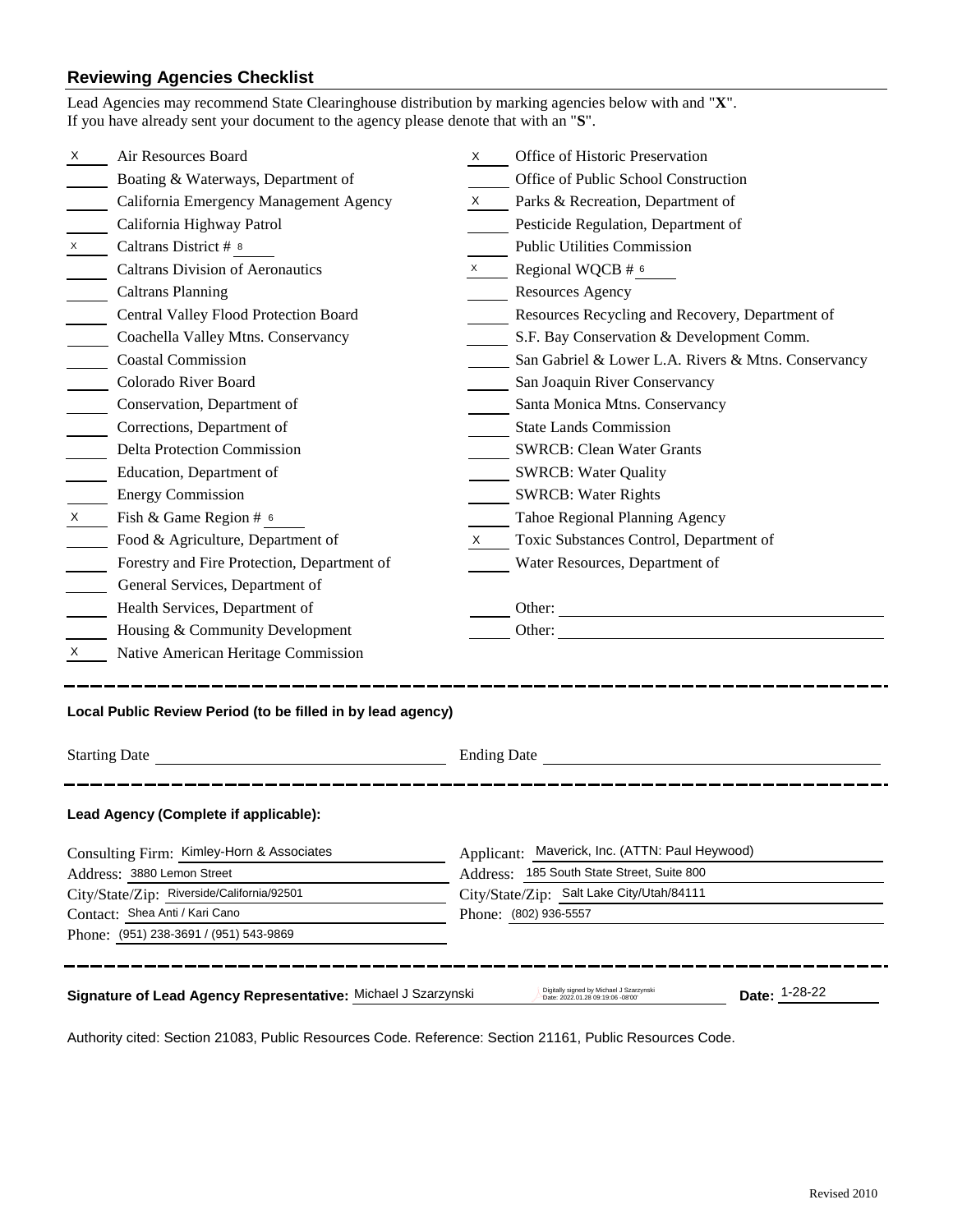## Reviewing Agencies Checklist

Lead Agencies may recommend State Clearinghouse distribution by marking agencies below with and "**X**".
If you have already sent your document to the agency please denote that with an "**S**".

| | | | |
|---|---|---|---|
| X | Air Resources Board | X | Office of Historic Preservation |
| | Boating & Waterways, Department of | | Office of Public School Construction |
| | California Emergency Management Agency | X | Parks & Recreation, Department of |
| | California Highway Patrol | | Pesticide Regulation, Department of |
| X | Caltrans District # 8 | | Public Utilities Commission |
| | Caltrans Division of Aeronautics | X | Regional WQCB # 6 |
| | Caltrans Planning | | Resources Agency |
| | Central Valley Flood Protection Board | | Resources Recycling and Recovery, Department of |
| | Coachella Valley Mtns. Conservancy | | S.F. Bay Conservation & Development Comm. |
| | Coastal Commission | | San Gabriel & Lower L.A. Rivers & Mtns. Conservancy |
| | Colorado River Board | | San Joaquin River Conservancy |
| | Conservation, Department of | | Santa Monica Mtns. Conservancy |
| | Corrections, Department of | | State Lands Commission |
| | Delta Protection Commission | | SWRCB: Clean Water Grants |
| | Education, Department of | | SWRCB: Water Quality |
| | Energy Commission | | SWRCB: Water Rights |
| X | Fish & Game Region # 6 | | Tahoe Regional Planning Agency |
| | Food & Agriculture, Department of | X | Toxic Substances Control, Department of |
| | Forestry and Fire Protection, Department of | | Water Resources, Department of |
| | General Services, Department of | | |
| | Health Services, Department of | | Other: |
| | Housing & Community Development | | Other: |
| X | Native American Heritage Commission | | |

---

**Local Public Review Period (to be filled in by lead agency)**

Starting Date ______________________ Ending Date ______________________

---

**Lead Agency (Complete if applicable):**

Consulting Firm: Kimley-Horn & Associates
Address: 3880 Lemon Street
City/State/Zip: Riverside/California/92501
Contact: Shea Anti / Kari Cano
Phone: (951) 238-3691 / (951) 543-9869

Applicant: Maverick, Inc. (ATTN: Paul Heywood)
Address: 185 South State Street, Suite 800
City/State/Zip: Salt Lake City/Utah/84111
Phone: (802) 936-5557

---

**Signature of Lead Agency Representative:** Michael J Szarzynski — Digitally signed by Michael J Szarzynski Date: 2022.01.28 09:19:06 -08'00' **Date:** 1-28-22

Authority cited: Section 21083, Public Resources Code. Reference: Section 21161, Public Resources Code.

Revised 2010